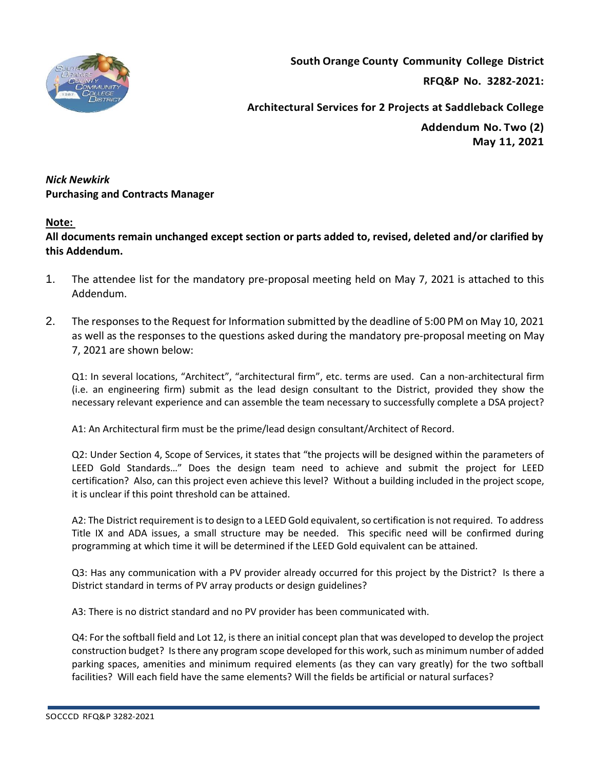**South Orange County Community College District**

**RFQ&P No. 3282-2021:**

**Architectural Services for 2 Projects at Saddleback College**

**Addendum No. Two (2)**
**May 11, 2021**

***Nick Newkirk***
**Purchasing and Contracts Manager**

**Note:**
**All documents remain unchanged except section or parts added to, revised, deleted and/or clarified by this Addendum.**

1. The attendee list for the mandatory pre-proposal meeting held on May 7, 2021 is attached to this Addendum.

2. The responses to the Request for Information submitted by the deadline of 5:00 PM on May 10, 2021 as well as the responses to the questions asked during the mandatory pre-proposal meeting on May 7, 2021 are shown below:

   Q1: In several locations, "Architect", "architectural firm", etc. terms are used. Can a non-architectural firm (i.e. an engineering firm) submit as the lead design consultant to the District, provided they show the necessary relevant experience and can assemble the team necessary to successfully complete a DSA project?

   A1: An Architectural firm must be the prime/lead design consultant/Architect of Record.

   Q2: Under Section 4, Scope of Services, it states that "the projects will be designed within the parameters of LEED Gold Standards…" Does the design team need to achieve and submit the project for LEED certification? Also, can this project even achieve this level? Without a building included in the project scope, it is unclear if this point threshold can be attained.

   A2: The District requirement is to design to a LEED Gold equivalent, so certification is not required. To address Title IX and ADA issues, a small structure may be needed. This specific need will be confirmed during programming at which time it will be determined if the LEED Gold equivalent can be attained.

   Q3: Has any communication with a PV provider already occurred for this project by the District? Is there a District standard in terms of PV array products or design guidelines?

   A3: There is no district standard and no PV provider has been communicated with.

   Q4: For the softball field and Lot 12, is there an initial concept plan that was developed to develop the project construction budget? Is there any program scope developed for this work, such as minimum number of added parking spaces, amenities and minimum required elements (as they can vary greatly) for the two softball facilities? Will each field have the same elements? Will the fields be artificial or natural surfaces?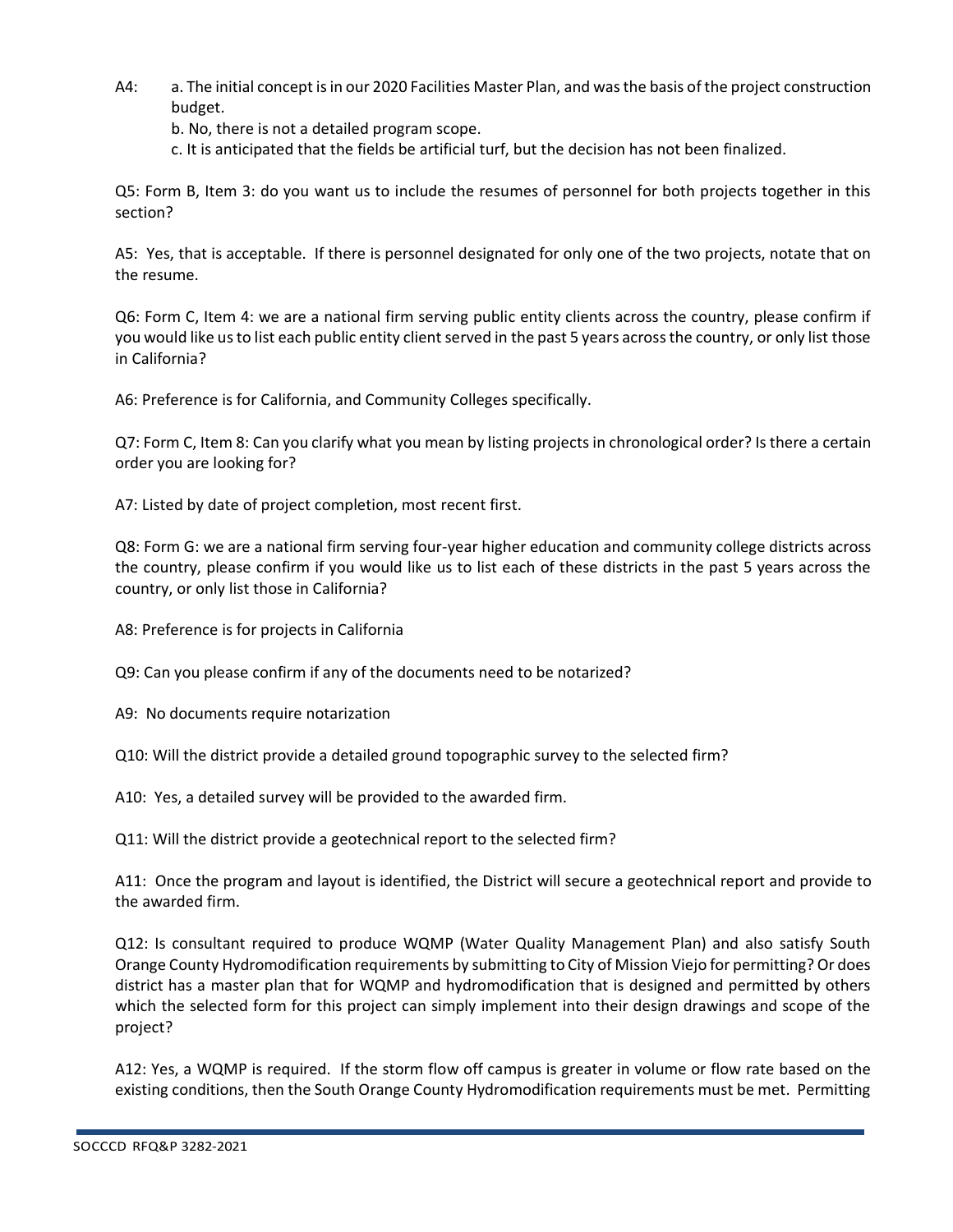A4: a. The initial concept is in our 2020 Facilities Master Plan, and was the basis of the project construction budget.

b. No, there is not a detailed program scope.

c. It is anticipated that the fields be artificial turf, but the decision has not been finalized.

Q5: Form B, Item 3: do you want us to include the resumes of personnel for both projects together in this section?

A5: Yes, that is acceptable. If there is personnel designated for only one of the two projects, notate that on the resume.

Q6: Form C, Item 4: we are a national firm serving public entity clients across the country, please confirm if you would like us to list each public entity client served in the past 5 years across the country, or only list those in California?

A6: Preference is for California, and Community Colleges specifically.

Q7: Form C, Item 8: Can you clarify what you mean by listing projects in chronological order? Is there a certain order you are looking for?

A7: Listed by date of project completion, most recent first.

Q8: Form G: we are a national firm serving four-year higher education and community college districts across the country, please confirm if you would like us to list each of these districts in the past 5 years across the country, or only list those in California?

A8: Preference is for projects in California

Q9: Can you please confirm if any of the documents need to be notarized?

A9: No documents require notarization

Q10: Will the district provide a detailed ground topographic survey to the selected firm?

A10: Yes, a detailed survey will be provided to the awarded firm.

Q11: Will the district provide a geotechnical report to the selected firm?

A11: Once the program and layout is identified, the District will secure a geotechnical report and provide to the awarded firm.

Q12: Is consultant required to produce WQMP (Water Quality Management Plan) and also satisfy South Orange County Hydromodification requirements by submitting to City of Mission Viejo for permitting? Or does district has a master plan that for WQMP and hydromodification that is designed and permitted by others which the selected form for this project can simply implement into their design drawings and scope of the project?

A12: Yes, a WQMP is required. If the storm flow off campus is greater in volume or flow rate based on the existing conditions, then the South Orange County Hydromodification requirements must be met. Permitting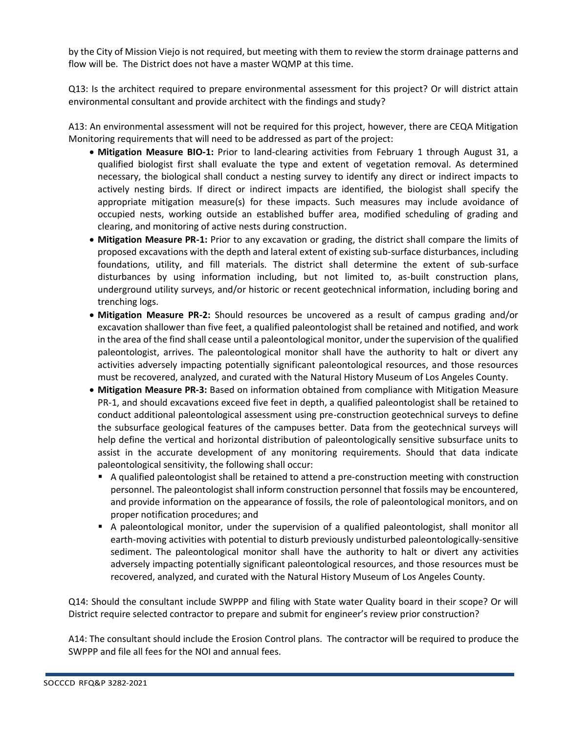by the City of Mission Viejo is not required, but meeting with them to review the storm drainage patterns and flow will be. The District does not have a master WQMP at this time.

Q13: Is the architect required to prepare environmental assessment for this project? Or will district attain environmental consultant and provide architect with the findings and study?

A13: An environmental assessment will not be required for this project, however, there are CEQA Mitigation Monitoring requirements that will need to be addressed as part of the project:

- **Mitigation Measure BIO-1:** Prior to land-clearing activities from February 1 through August 31, a qualified biologist first shall evaluate the type and extent of vegetation removal. As determined necessary, the biological shall conduct a nesting survey to identify any direct or indirect impacts to actively nesting birds. If direct or indirect impacts are identified, the biologist shall specify the appropriate mitigation measure(s) for these impacts. Such measures may include avoidance of occupied nests, working outside an established buffer area, modified scheduling of grading and clearing, and monitoring of active nests during construction.
- **Mitigation Measure PR-1:** Prior to any excavation or grading, the district shall compare the limits of proposed excavations with the depth and lateral extent of existing sub-surface disturbances, including foundations, utility, and fill materials. The district shall determine the extent of sub-surface disturbances by using information including, but not limited to, as-built construction plans, underground utility surveys, and/or historic or recent geotechnical information, including boring and trenching logs.
- **Mitigation Measure PR-2:** Should resources be uncovered as a result of campus grading and/or excavation shallower than five feet, a qualified paleontologist shall be retained and notified, and work in the area of the find shall cease until a paleontological monitor, under the supervision of the qualified paleontologist, arrives. The paleontological monitor shall have the authority to halt or divert any activities adversely impacting potentially significant paleontological resources, and those resources must be recovered, analyzed, and curated with the Natural History Museum of Los Angeles County.
- **Mitigation Measure PR-3:** Based on information obtained from compliance with Mitigation Measure PR-1, and should excavations exceed five feet in depth, a qualified paleontologist shall be retained to conduct additional paleontological assessment using pre-construction geotechnical surveys to define the subsurface geological features of the campuses better. Data from the geotechnical surveys will help define the vertical and horizontal distribution of paleontologically sensitive subsurface units to assist in the accurate development of any monitoring requirements. Should that data indicate paleontological sensitivity, the following shall occur:
  - A qualified paleontologist shall be retained to attend a pre-construction meeting with construction personnel. The paleontologist shall inform construction personnel that fossils may be encountered, and provide information on the appearance of fossils, the role of paleontological monitors, and on proper notification procedures; and
  - A paleontological monitor, under the supervision of a qualified paleontologist, shall monitor all earth-moving activities with potential to disturb previously undisturbed paleontologically-sensitive sediment. The paleontological monitor shall have the authority to halt or divert any activities adversely impacting potentially significant paleontological resources, and those resources must be recovered, analyzed, and curated with the Natural History Museum of Los Angeles County.

Q14: Should the consultant include SWPPP and filing with State water Quality board in their scope? Or will District require selected contractor to prepare and submit for engineer's review prior construction?

A14: The consultant should include the Erosion Control plans. The contractor will be required to produce the SWPPP and file all fees for the NOI and annual fees.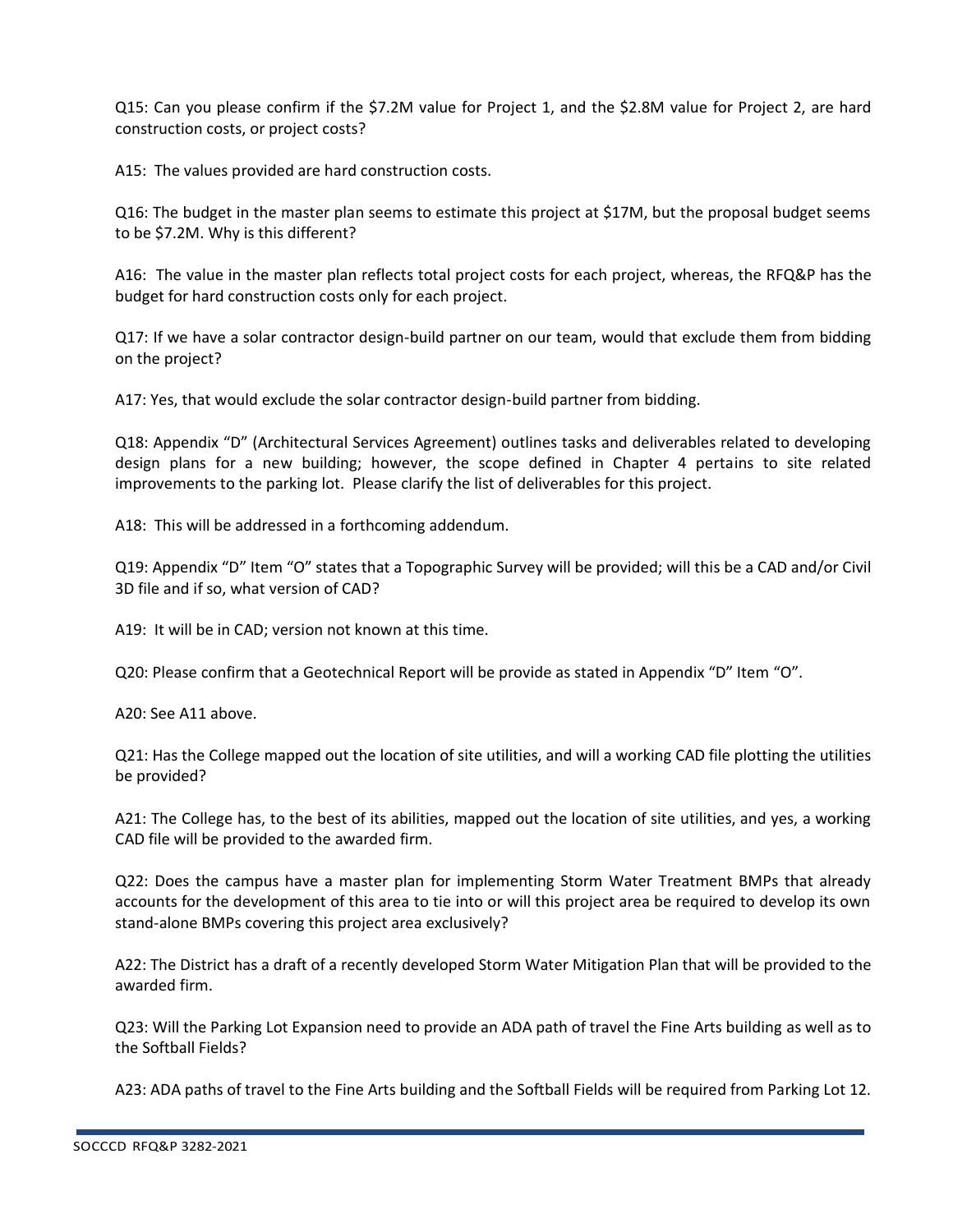Q15: Can you please confirm if the $7.2M value for Project 1, and the $2.8M value for Project 2, are hard construction costs, or project costs?

A15: The values provided are hard construction costs.

Q16: The budget in the master plan seems to estimate this project at $17M, but the proposal budget seems to be $7.2M. Why is this different?

A16: The value in the master plan reflects total project costs for each project, whereas, the RFQ&P has the budget for hard construction costs only for each project.

Q17: If we have a solar contractor design-build partner on our team, would that exclude them from bidding on the project?

A17: Yes, that would exclude the solar contractor design-build partner from bidding.

Q18: Appendix "D" (Architectural Services Agreement) outlines tasks and deliverables related to developing design plans for a new building; however, the scope defined in Chapter 4 pertains to site related improvements to the parking lot. Please clarify the list of deliverables for this project.

A18: This will be addressed in a forthcoming addendum.

Q19: Appendix "D" Item "O" states that a Topographic Survey will be provided; will this be a CAD and/or Civil 3D file and if so, what version of CAD?

A19: It will be in CAD; version not known at this time.

Q20: Please confirm that a Geotechnical Report will be provide as stated in Appendix "D" Item "O".

A20: See A11 above.

Q21: Has the College mapped out the location of site utilities, and will a working CAD file plotting the utilities be provided?

A21: The College has, to the best of its abilities, mapped out the location of site utilities, and yes, a working CAD file will be provided to the awarded firm.

Q22: Does the campus have a master plan for implementing Storm Water Treatment BMPs that already accounts for the development of this area to tie into or will this project area be required to develop its own stand-alone BMPs covering this project area exclusively?

A22: The District has a draft of a recently developed Storm Water Mitigation Plan that will be provided to the awarded firm.

Q23: Will the Parking Lot Expansion need to provide an ADA path of travel the Fine Arts building as well as to the Softball Fields?

A23: ADA paths of travel to the Fine Arts building and the Softball Fields will be required from Parking Lot 12.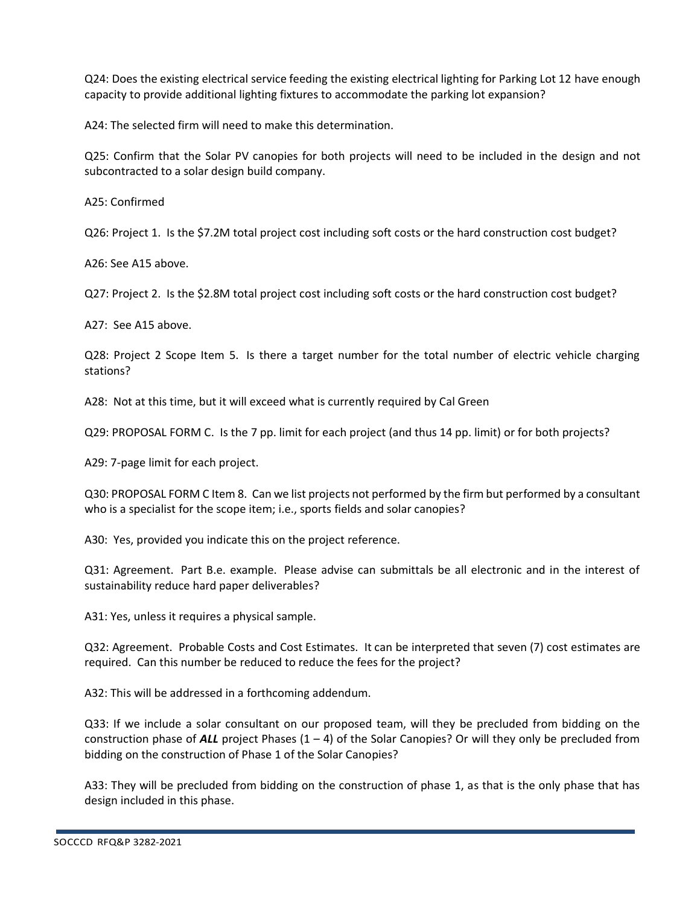Q24: Does the existing electrical service feeding the existing electrical lighting for Parking Lot 12 have enough capacity to provide additional lighting fixtures to accommodate the parking lot expansion?

A24: The selected firm will need to make this determination.

Q25: Confirm that the Solar PV canopies for both projects will need to be included in the design and not subcontracted to a solar design build company.

A25: Confirmed

Q26: Project 1. Is the $7.2M total project cost including soft costs or the hard construction cost budget?

A26: See A15 above.

Q27: Project 2. Is the $2.8M total project cost including soft costs or the hard construction cost budget?

A27: See A15 above.

Q28: Project 2 Scope Item 5. Is there a target number for the total number of electric vehicle charging stations?

A28: Not at this time, but it will exceed what is currently required by Cal Green

Q29: PROPOSAL FORM C. Is the 7 pp. limit for each project (and thus 14 pp. limit) or for both projects?

A29: 7-page limit for each project.

Q30: PROPOSAL FORM C Item 8. Can we list projects not performed by the firm but performed by a consultant who is a specialist for the scope item; i.e., sports fields and solar canopies?

A30: Yes, provided you indicate this on the project reference.

Q31: Agreement. Part B.e. example. Please advise can submittals be all electronic and in the interest of sustainability reduce hard paper deliverables?

A31: Yes, unless it requires a physical sample.

Q32: Agreement. Probable Costs and Cost Estimates. It can be interpreted that seven (7) cost estimates are required. Can this number be reduced to reduce the fees for the project?

A32: This will be addressed in a forthcoming addendum.

Q33: If we include a solar consultant on our proposed team, will they be precluded from bidding on the construction phase of ***ALL*** project Phases (1 – 4) of the Solar Canopies? Or will they only be precluded from bidding on the construction of Phase 1 of the Solar Canopies?

A33: They will be precluded from bidding on the construction of phase 1, as that is the only phase that has design included in this phase.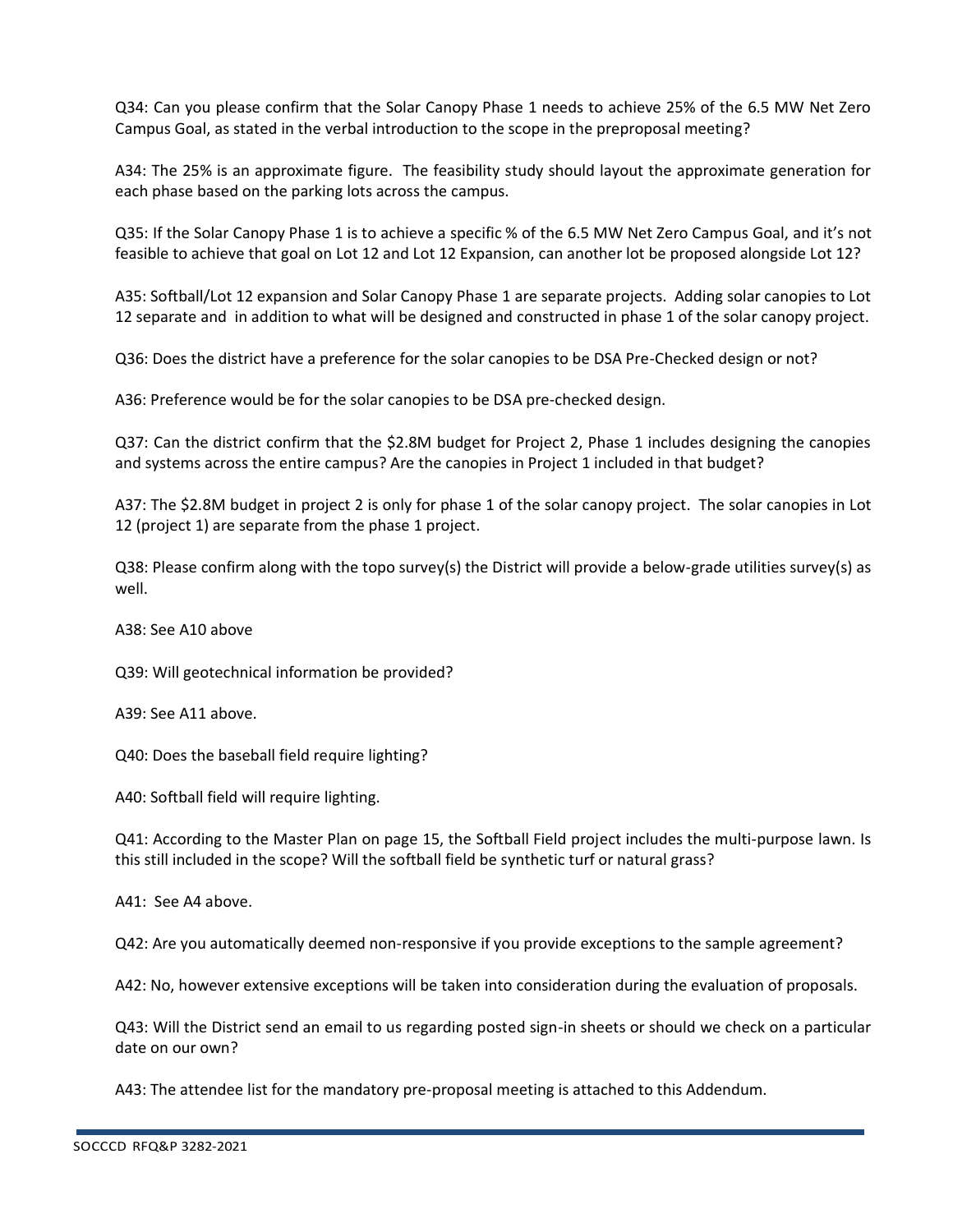Q34: Can you please confirm that the Solar Canopy Phase 1 needs to achieve 25% of the 6.5 MW Net Zero Campus Goal, as stated in the verbal introduction to the scope in the preproposal meeting?

A34: The 25% is an approximate figure. The feasibility study should layout the approximate generation for each phase based on the parking lots across the campus.

Q35: If the Solar Canopy Phase 1 is to achieve a specific % of the 6.5 MW Net Zero Campus Goal, and it's not feasible to achieve that goal on Lot 12 and Lot 12 Expansion, can another lot be proposed alongside Lot 12?

A35: Softball/Lot 12 expansion and Solar Canopy Phase 1 are separate projects. Adding solar canopies to Lot 12 separate and in addition to what will be designed and constructed in phase 1 of the solar canopy project.

Q36: Does the district have a preference for the solar canopies to be DSA Pre-Checked design or not?

A36: Preference would be for the solar canopies to be DSA pre-checked design.

Q37: Can the district confirm that the $2.8M budget for Project 2, Phase 1 includes designing the canopies and systems across the entire campus? Are the canopies in Project 1 included in that budget?

A37: The $2.8M budget in project 2 is only for phase 1 of the solar canopy project. The solar canopies in Lot 12 (project 1) are separate from the phase 1 project.

Q38: Please confirm along with the topo survey(s) the District will provide a below-grade utilities survey(s) as well.

A38: See A10 above

Q39: Will geotechnical information be provided?

A39: See A11 above.

Q40: Does the baseball field require lighting?

A40: Softball field will require lighting.

Q41: According to the Master Plan on page 15, the Softball Field project includes the multi-purpose lawn. Is this still included in the scope? Will the softball field be synthetic turf or natural grass?

A41: See A4 above.

Q42: Are you automatically deemed non-responsive if you provide exceptions to the sample agreement?

A42: No, however extensive exceptions will be taken into consideration during the evaluation of proposals.

Q43: Will the District send an email to us regarding posted sign-in sheets or should we check on a particular date on our own?

A43: The attendee list for the mandatory pre-proposal meeting is attached to this Addendum.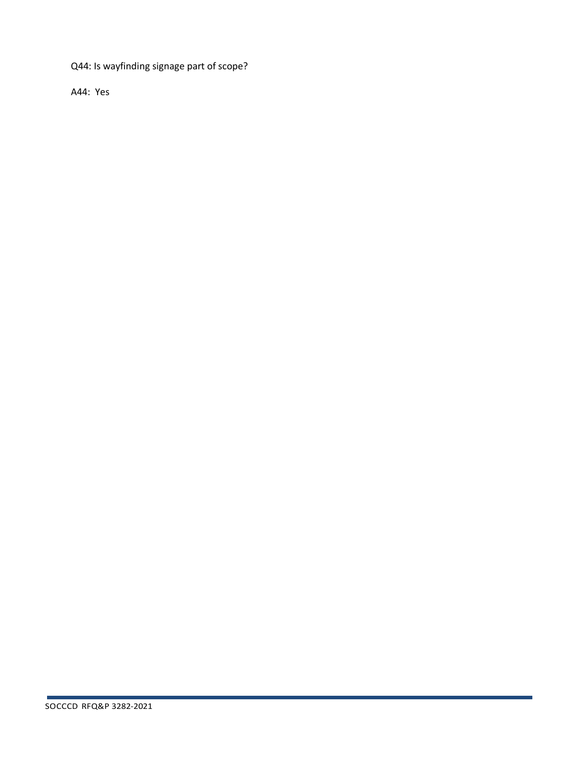Q44: Is wayfinding signage part of scope?

A44: Yes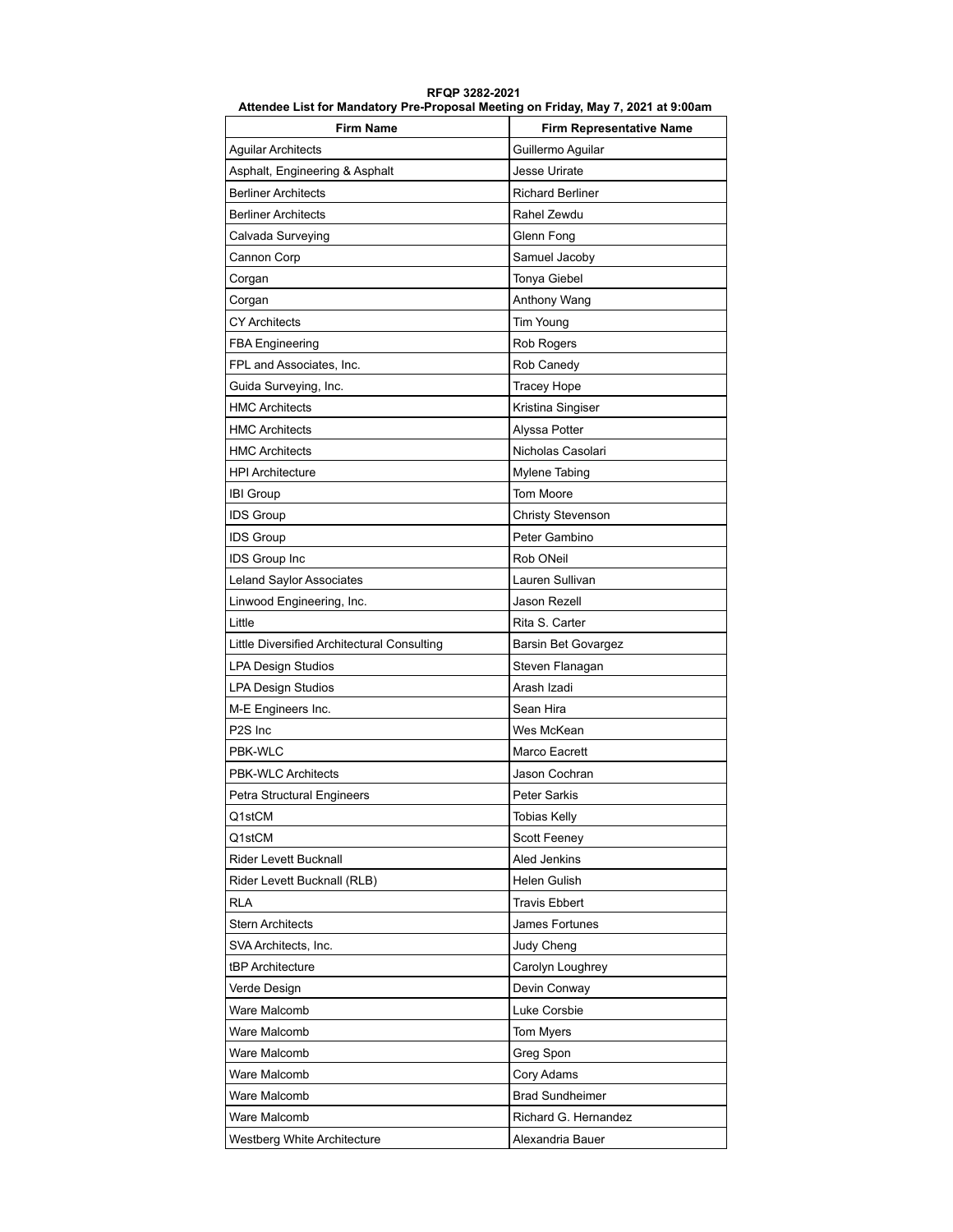**RFQP 3282-2021**

**Attendee List for Mandatory Pre-Proposal Meeting on Friday, May 7, 2021 at 9:00am**

| Firm Name | Firm Representative Name |
|---|---|
| Aguilar Architects | Guillermo Aguilar |
| Asphalt, Engineering & Asphalt | Jesse Urirate |
| Berliner Architects | Richard Berliner |
| Berliner Architects | Rahel Zewdu |
| Calvada Surveying | Glenn Fong |
| Cannon Corp | Samuel Jacoby |
| Corgan | Tonya Giebel |
| Corgan | Anthony Wang |
| CY Architects | Tim Young |
| FBA Engineering | Rob Rogers |
| FPL and Associates, Inc. | Rob Canedy |
| Guida Surveying, Inc. | Tracey Hope |
| HMC Architects | Kristina Singiser |
| HMC Architects | Alyssa Potter |
| HMC Architects | Nicholas Casolari |
| HPI Architecture | Mylene Tabing |
| IBI Group | Tom Moore |
| IDS Group | Christy Stevenson |
| IDS Group | Peter Gambino |
| IDS Group Inc | Rob ONeil |
| Leland Saylor Associates | Lauren Sullivan |
| Linwood Engineering, Inc. | Jason Rezell |
| Little | Rita S. Carter |
| Little Diversified Architectural Consulting | Barsin Bet Govargez |
| LPA Design Studios | Steven Flanagan |
| LPA Design Studios | Arash Izadi |
| M-E Engineers Inc. | Sean Hira |
| P2S Inc | Wes McKean |
| PBK-WLC | Marco Eacrett |
| PBK-WLC Architects | Jason Cochran |
| Petra Structural Engineers | Peter Sarkis |
| Q1stCM | Tobias Kelly |
| Q1stCM | Scott Feeney |
| Rider Levett Bucknall | Aled Jenkins |
| Rider Levett Bucknall (RLB) | Helen Gulish |
| RLA | Travis Ebbert |
| Stern Architects | James Fortunes |
| SVA Architects, Inc. | Judy Cheng |
| tBP Architecture | Carolyn Loughrey |
| Verde Design | Devin Conway |
| Ware Malcomb | Luke Corsbie |
| Ware Malcomb | Tom Myers |
| Ware Malcomb | Greg Spon |
| Ware Malcomb | Cory Adams |
| Ware Malcomb | Brad Sundheimer |
| Ware Malcomb | Richard G. Hernandez |
| Westberg White Architecture | Alexandria Bauer |